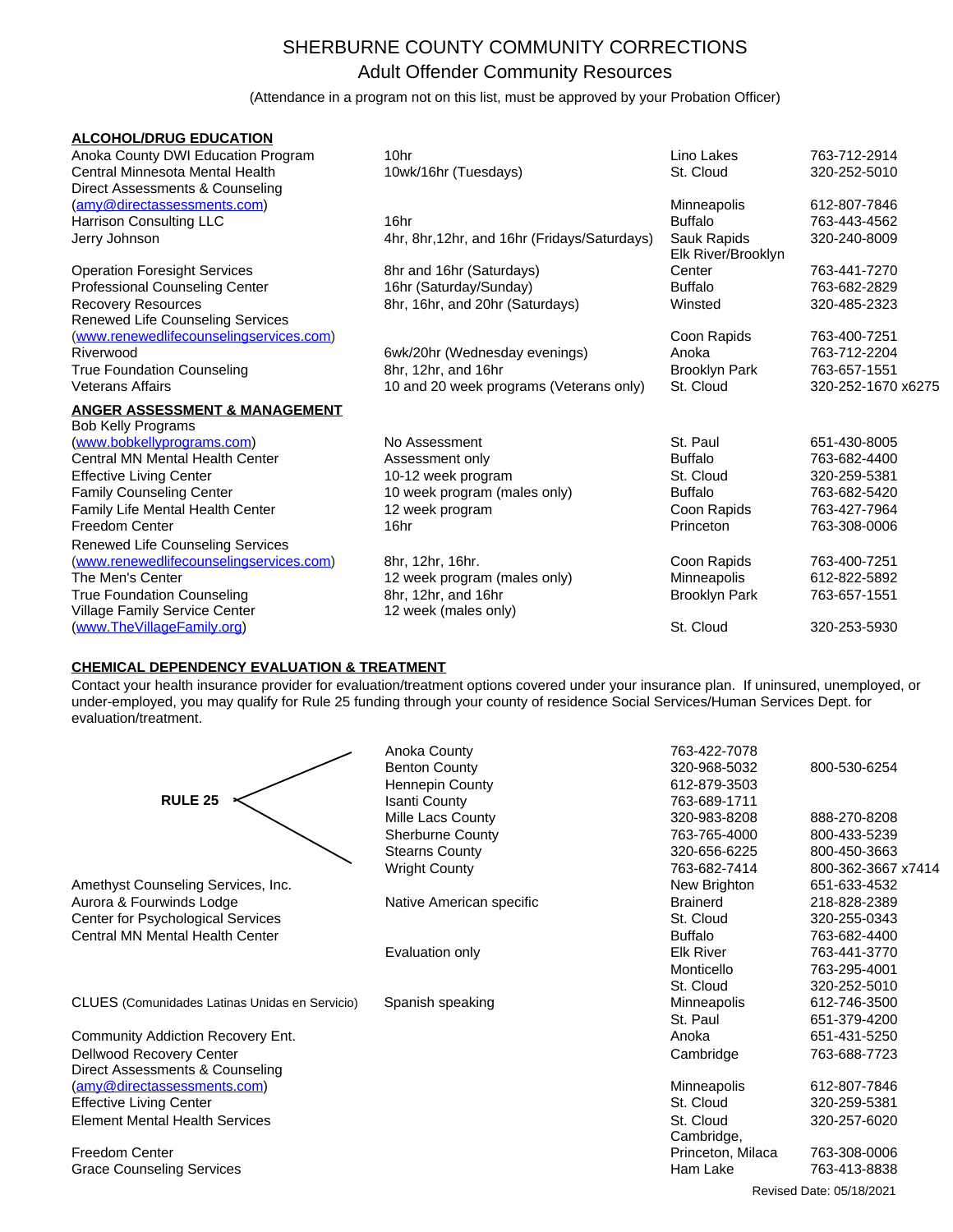# SHERBURNE COUNTY COMMUNITY CORRECTIONS

## Adult Offender Community Resources

(Attendance in a program not on this list, must be approved by your Probation Officer)

### ALCOHOL/DRUG EDUCATION

| Program | Details | Location | Phone |
|---|---|---|---|
| Anoka County DWI Education Program | 10hr | Lino Lakes | 763-712-2914 |
| Central Minnesota Mental Health | 10wk/16hr (Tuesdays) | St. Cloud | 320-252-5010 |
| Direct Assessments & Counseling (amy@directassessments.com) | | Minneapolis | 612-807-7846 |
| Harrison Consulting LLC | 16hr | Buffalo | 763-443-4562 |
| Jerry Johnson | 4hr, 8hr,12hr, and 16hr (Fridays/Saturdays) | Sauk Rapids | 320-240-8009 |
| Operation Foresight Services | 8hr and 16hr (Saturdays) | Elk River/Brooklyn Center | 763-441-7270 |
| Professional Counseling Center | 16hr (Saturday/Sunday) | Buffalo | 763-682-2829 |
| Recovery Resources | 8hr, 16hr, and 20hr (Saturdays) | Winsted | 320-485-2323 |
| Renewed Life Counseling Services (www.renewedlifecounselingservices.com) | | Coon Rapids | 763-400-7251 |
| Riverwood | 6wk/20hr (Wednesday evenings) | Anoka | 763-712-2204 |
| True Foundation Counseling | 8hr, 12hr, and 16hr | Brooklyn Park | 763-657-1551 |
| Veterans Affairs | 10 and 20 week programs (Veterans only) | St. Cloud | 320-252-1670 x6275 |

### ANGER ASSESSMENT & MANAGEMENT

| Program | Details | Location | Phone |
|---|---|---|---|
| Bob Kelly Programs (www.bobkellyprograms.com) | No Assessment | St. Paul | 651-430-8005 |
| Central MN Mental Health Center | Assessment only | Buffalo | 763-682-4400 |
| Effective Living Center | 10-12 week program | St. Cloud | 320-259-5381 |
| Family Counseling Center | 10 week program (males only) | Buffalo | 763-682-5420 |
| Family Life Mental Health Center | 12 week program | Coon Rapids | 763-427-7964 |
| Freedom Center | 16hr | Princeton | 763-308-0006 |
| Renewed Life Counseling Services (www.renewedlifecounselingservices.com) | 8hr, 12hr, 16hr. | Coon Rapids | 763-400-7251 |
| The Men's Center | 12 week program (males only) | Minneapolis | 612-822-5892 |
| True Foundation Counseling | 8hr, 12hr, and 16hr | Brooklyn Park | 763-657-1551 |
| Village Family Service Center (www.TheVillageFamily.org) | 12 week (males only) | St. Cloud | 320-253-5930 |

### CHEMICAL DEPENDENCY EVALUATION & TREATMENT

Contact your health insurance provider for evaluation/treatment options covered under your insurance plan. If uninsured, unemployed, or under-employed, you may qualify for Rule 25 funding through your county of residence Social Services/Human Services Dept. for evaluation/treatment.

**RULE 25**

| County | Phone | Toll-Free |
|---|---|---|
| Anoka County | 763-422-7078 | |
| Benton County | 320-968-5032 | 800-530-6254 |
| Hennepin County | 612-879-3503 | |
| Isanti County | 763-689-1711 | |
| Mille Lacs County | 320-983-8208 | 888-270-8208 |
| Sherburne County | 763-765-4000 | 800-433-5239 |
| Stearns County | 320-656-6225 | 800-450-3663 |
| Wright County | 763-682-7414 | 800-362-3667 x7414 |

| Program | Details | Location | Phone |
|---|---|---|---|
| Amethyst Counseling Services, Inc. | | New Brighton | 651-633-4532 |
| Aurora & Fourwinds Lodge | Native American specific | Brainerd | 218-828-2389 |
| Center for Psychological Services | | St. Cloud | 320-255-0343 |
| Central MN Mental Health Center | | Buffalo | 763-682-4400 |
| | Evaluation only | Elk River | 763-441-3770 |
| | | Monticello | 763-295-4001 |
| | | St. Cloud | 320-252-5010 |
| CLUES (Comunidades Latinas Unidas en Servicio) | Spanish speaking | Minneapolis | 612-746-3500 |
| | | St. Paul | 651-379-4200 |
| Community Addiction Recovery Ent. | | Anoka | 651-431-5250 |
| Dellwood Recovery Center | | Cambridge | 763-688-7723 |
| Direct Assessments & Counseling (amy@directassessments.com) | | Minneapolis | 612-807-7846 |
| Effective Living Center | | St. Cloud | 320-259-5381 |
| Element Mental Health Services | | St. Cloud | 320-257-6020 |
| Freedom Center | | Cambridge, Princeton, Milaca | 763-308-0006 |
| Grace Counseling Services | | Ham Lake | 763-413-8838 |

Revised Date: 05/18/2021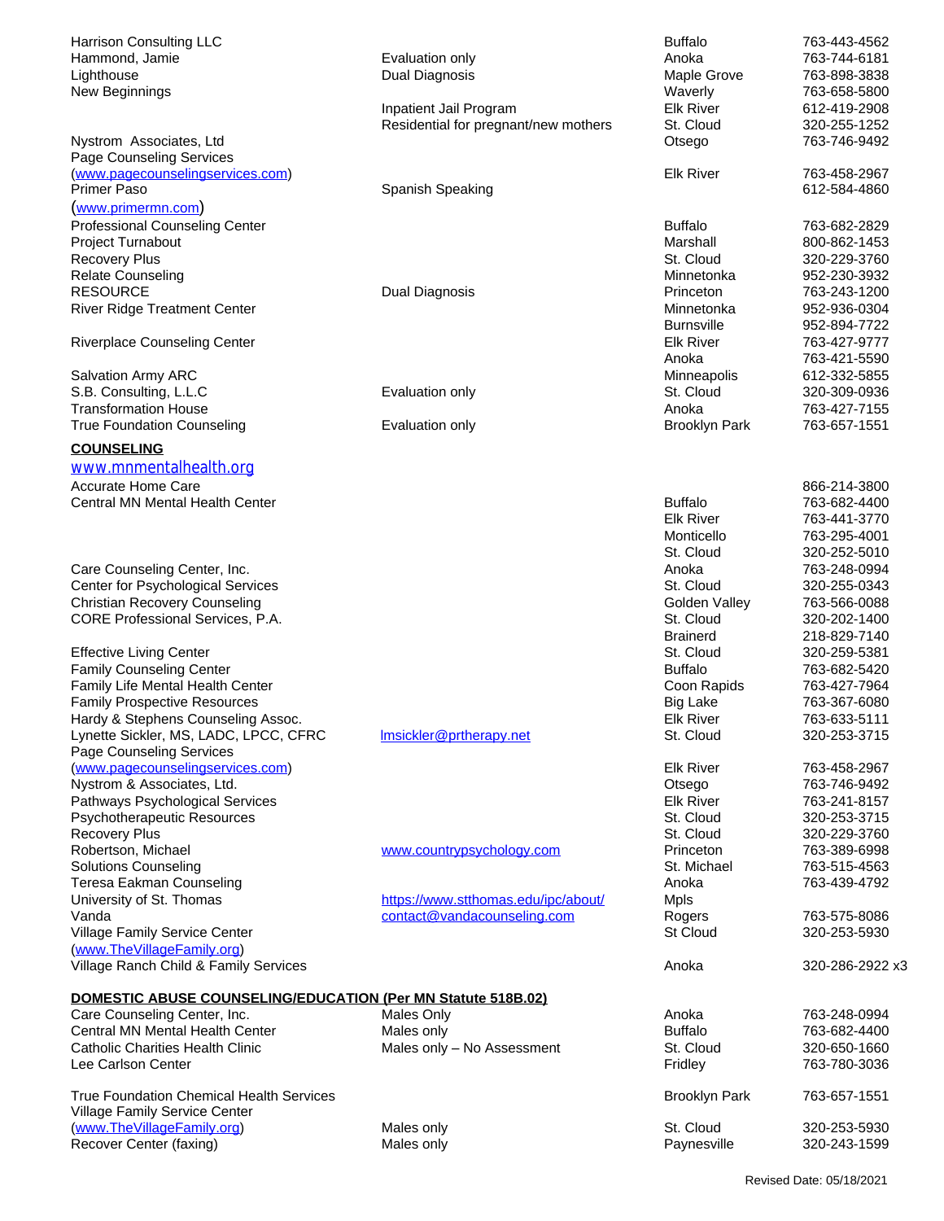| | | | |
|---|---|---|---|
| Harrison Consulting LLC | | Buffalo | 763-443-4562 |
| Hammond, Jamie | Evaluation only | Anoka | 763-744-6181 |
| Lighthouse | Dual Diagnosis | Maple Grove | 763-898-3838 |
| New Beginnings | | Waverly | 763-658-5800 |
| | Inpatient Jail Program | Elk River | 612-419-2908 |
| | Residential for pregnant/new mothers | St. Cloud | 320-255-1252 |
| Nystrom Associates, Ltd | | Otsego | 763-746-9492 |
| Page Counseling Services (www.pagecounselingservices.com) | | Elk River | 763-458-2967 |
| Primer Paso (www.primermn.com) | Spanish Speaking | | 612-584-4860 |
| Professional Counseling Center | | Buffalo | 763-682-2829 |
| Project Turnabout | | Marshall | 800-862-1453 |
| Recovery Plus | | St. Cloud | 320-229-3760 |
| Relate Counseling | | Minnetonka | 952-230-3932 |
| RESOURCE | Dual Diagnosis | Princeton | 763-243-1200 |
| River Ridge Treatment Center | | Minnetonka | 952-936-0304 |
| | | Burnsville | 952-894-7722 |
| Riverplace Counseling Center | | Elk River | 763-427-9777 |
| | | Anoka | 763-421-5590 |
| Salvation Army ARC | | Minneapolis | 612-332-5855 |
| S.B. Consulting, L.L.C | Evaluation only | St. Cloud | 320-309-0936 |
| Transformation House | | Anoka | 763-427-7155 |
| True Foundation Counseling | Evaluation only | Brooklyn Park | 763-657-1551 |

**COUNSELING**

www.mnmentalhealth.org

| | | | |
|---|---|---|---|
| Accurate Home Care | | | 866-214-3800 |
| Central MN Mental Health Center | | Buffalo | 763-682-4400 |
| | | Elk River | 763-441-3770 |
| | | Monticello | 763-295-4001 |
| | | St. Cloud | 320-252-5010 |
| Care Counseling Center, Inc. | | Anoka | 763-248-0994 |
| Center for Psychological Services | | St. Cloud | 320-255-0343 |
| Christian Recovery Counseling | | Golden Valley | 763-566-0088 |
| CORE Professional Services, P.A. | | St. Cloud | 320-202-1400 |
| | | Brainerd | 218-829-7140 |
| Effective Living Center | | St. Cloud | 320-259-5381 |
| Family Counseling Center | | Buffalo | 763-682-5420 |
| Family Life Mental Health Center | | Coon Rapids | 763-427-7964 |
| Family Prospective Resources | | Big Lake | 763-367-6080 |
| Hardy & Stephens Counseling Assoc. | | Elk River | 763-633-5111 |
| Lynette Sickler, MS, LADC, LPCC, CFRC | lmsickler@prtherapy.net | St. Cloud | 320-253-3715 |
| Page Counseling Services (www.pagecounselingservices.com) | | Elk River | 763-458-2967 |
| Nystrom & Associates, Ltd. | | Otsego | 763-746-9492 |
| Pathways Psychological Services | | Elk River | 763-241-8157 |
| Psychotherapeutic Resources | | St. Cloud | 320-253-3715 |
| Recovery Plus | | St. Cloud | 320-229-3760 |
| Robertson, Michael | www.countrypsychology.com | Princeton | 763-389-6998 |
| Solutions Counseling | | St. Michael | 763-515-4563 |
| Teresa Eakman Counseling | | Anoka | 763-439-4792 |
| University of St. Thomas | https://www.stthomas.edu/ipc/about/ | Mpls | |
| Vanda | contact@vandacounseling.com | Rogers | 763-575-8086 |
| Village Family Service Center (www.TheVillageFamily.org) | | St Cloud | 320-253-5930 |
| Village Ranch Child & Family Services | | Anoka | 320-286-2922 x3 |

**DOMESTIC ABUSE COUNSELING/EDUCATION (Per MN Statute 518B.02)**

| | | | |
|---|---|---|---|
| Care Counseling Center, Inc. | Males Only | Anoka | 763-248-0994 |
| Central MN Mental Health Center | Males only | Buffalo | 763-682-4400 |
| Catholic Charities Health Clinic | Males only – No Assessment | St. Cloud | 320-650-1660 |
| Lee Carlson Center | | Fridley | 763-780-3036 |
| True Foundation Chemical Health Services | | Brooklyn Park | 763-657-1551 |
| Village Family Service Center (www.TheVillageFamily.org) | Males only | St. Cloud | 320-253-5930 |
| Recover Center (faxing) | Males only | Paynesville | 320-243-1599 |

Revised Date: 05/18/2021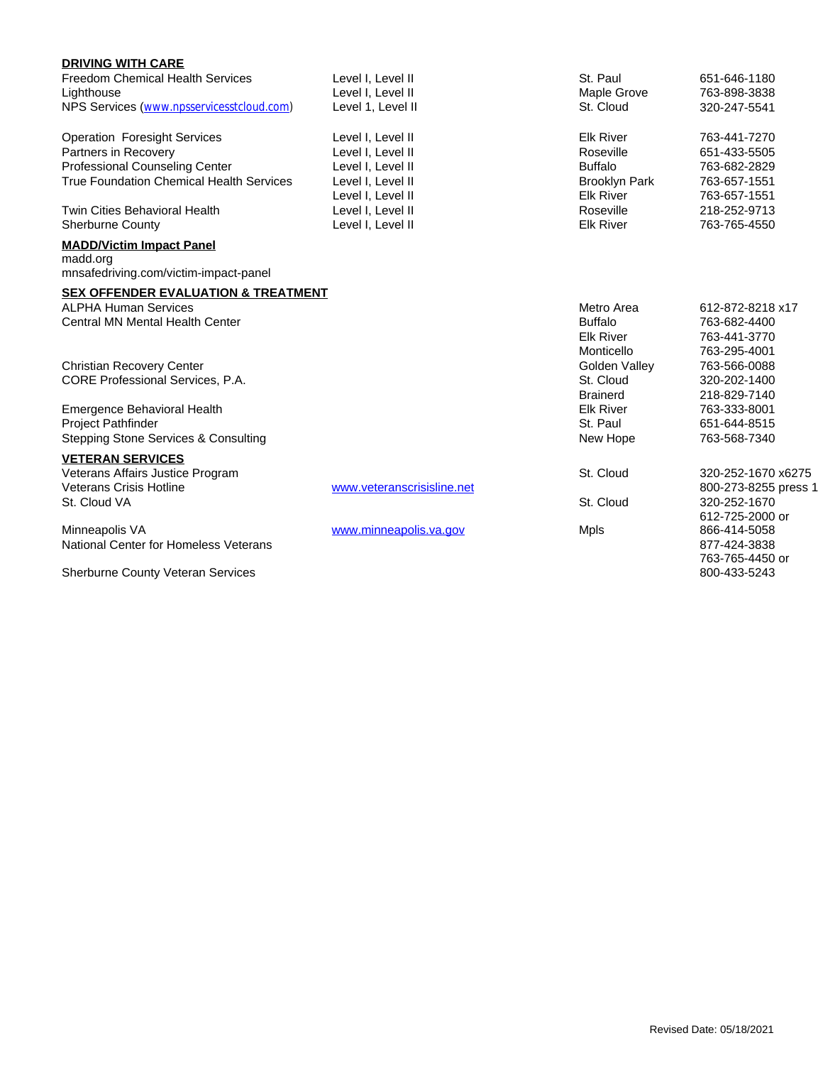**DRIVING WITH CARE**

| | | | |
|---|---|---|---|
| Freedom Chemical Health Services | Level I, Level II | St. Paul | 651-646-1180 |
| Lighthouse | Level I, Level II | Maple Grove | 763-898-3838 |
| NPS Services (www.npsservicesstcloud.com) | Level 1, Level II | St. Cloud | 320-247-5541 |
| Operation Foresight Services | Level I, Level II | Elk River | 763-441-7270 |
| Partners in Recovery | Level I, Level II | Roseville | 651-433-5505 |
| Professional Counseling Center | Level I, Level II | Buffalo | 763-682-2829 |
| True Foundation Chemical Health Services | Level I, Level II | Brooklyn Park | 763-657-1551 |
| | Level I, Level II | Elk River | 763-657-1551 |
| Twin Cities Behavioral Health | Level I, Level II | Roseville | 218-252-9713 |
| Sherburne County | Level I, Level II | Elk River | 763-765-4550 |

**MADD/Victim Impact Panel**

madd.org
mnsafedriving.com/victim-impact-panel

**SEX OFFENDER EVALUATION & TREATMENT**

| | | |
|---|---|---|
| ALPHA Human Services | Metro Area | 612-872-8218 x17 |
| Central MN Mental Health Center | Buffalo | 763-682-4400 |
| | Elk River | 763-441-3770 |
| | Monticello | 763-295-4001 |
| Christian Recovery Center | Golden Valley | 763-566-0088 |
| CORE Professional Services, P.A. | St. Cloud | 320-202-1400 |
| | Brainerd | 218-829-7140 |
| Emergence Behavioral Health | Elk River | 763-333-8001 |
| Project Pathfinder | St. Paul | 651-644-8515 |
| Stepping Stone Services & Consulting | New Hope | 763-568-7340 |

**VETERAN SERVICES**

| | | | |
|---|---|---|---|
| Veterans Affairs Justice Program | | St. Cloud | 320-252-1670 x6275 |
| Veterans Crisis Hotline | www.veteranscrisisline.net | | 800-273-8255 press 1 |
| St. Cloud VA | | St. Cloud | 320-252-1670 |
| Minneapolis VA | www.minneapolis.va.gov | Mpls | 612-725-2000 or 866-414-5058 |
| National Center for Homeless Veterans | | | 877-424-3838 |
| Sherburne County Veteran Services | | | 763-765-4450 or 800-433-5243 |

Revised Date: 05/18/2021